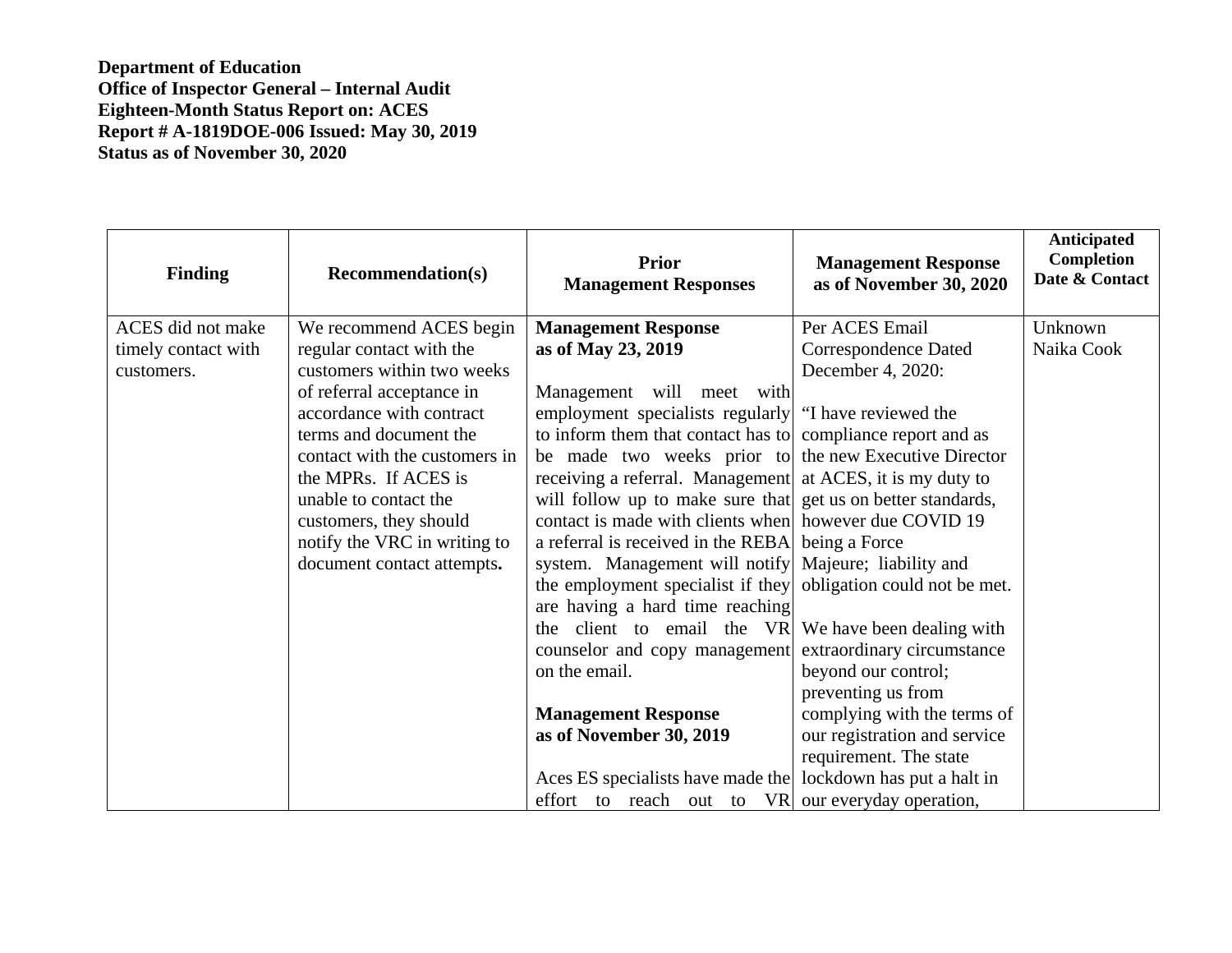**Department of Education**
**Office of Inspector General – Internal Audit**
**Eighteen-Month Status Report on: ACES**
**Report # A-1819DOE-006 Issued: May 30, 2019**
**Status as of November 30, 2020**

| Finding | Recommendation(s) | Prior Management Responses | Management Response as of November 30, 2020 | Anticipated Completion Date & Contact |
|---|---|---|---|---|
| ACES did not make timely contact with customers. | We recommend ACES begin regular contact with the customers within two weeks of referral acceptance in accordance with contract terms and document the contact with the customers in the MPRs. If ACES is unable to contact the customers, they should notify the VRC in writing to document contact attempts**.** | **Management Response as of May 23, 2019**<br><br>Management will meet with employment specialists regularly to inform them that contact has to be made two weeks prior to receiving a referral. Management will follow up to make sure that contact is made with clients when a referral is received in the REBA system. Management will notify the employment specialist if they are having a hard time reaching the client to email the VR counselor and copy management on the email.<br><br>**Management Response as of November 30, 2019**<br><br>Aces ES specialists have made the effort to reach out to VR | Per ACES Email Correspondence Dated December 4, 2020:<br><br>"I have reviewed the compliance report and as the new Executive Director at ACES, it is my duty to get us on better standards, however due COVID 19 being a Force Majeure; liability and obligation could not be met.<br><br>We have been dealing with extraordinary circumstance beyond our control; preventing us from complying with the terms of our registration and service requirement. The state lockdown has put a halt in our everyday operation, | Unknown<br>Naika Cook |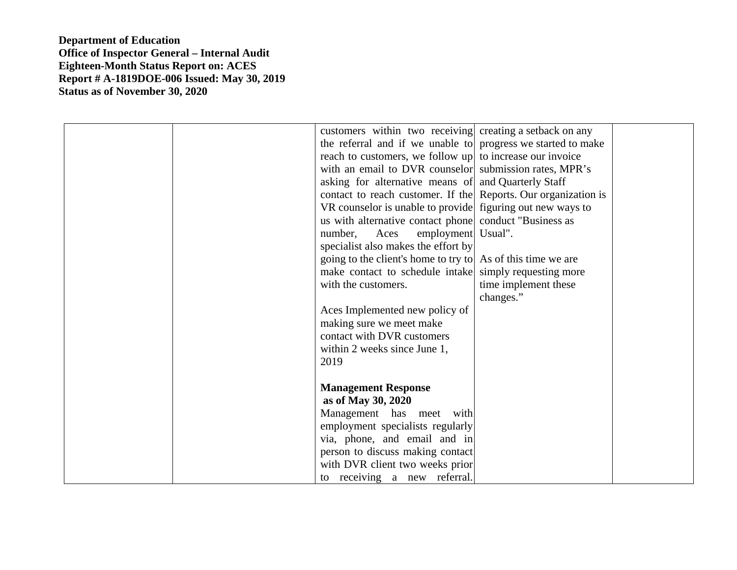**Department of Education**
**Office of Inspector General – Internal Audit**
**Eighteen-Month Status Report on: ACES**
**Report # A-1819DOE-006 Issued: May 30, 2019**
**Status as of November 30, 2020**

| | | | | |
|---|---|---|---|---|
| | | customers within two receiving the referral and if we unable to reach to customers, we follow up with an email to DVR counselor asking for alternative means of contact to reach customer. If the VR counselor is unable to provide us with alternative contact phone number, Aces employment specialist also makes the effort by going to the client's home to try to make contact to schedule intake with the customers.<br><br>Aces Implemented new policy of making sure we meet make contact with DVR customers within 2 weeks since June 1, 2019<br><br>**Management Response as of May 30, 2020**<br>Management has meet with employment specialists regularly via, phone, and email and in person to discuss making contact with DVR client two weeks prior to receiving a new referral. | creating a setback on any progress we started to make to increase our invoice submission rates, MPR's and Quarterly Staff Reports. Our organization is figuring out new ways to conduct "Business as Usual".<br><br>As of this time we are simply requesting more time implement these changes." | |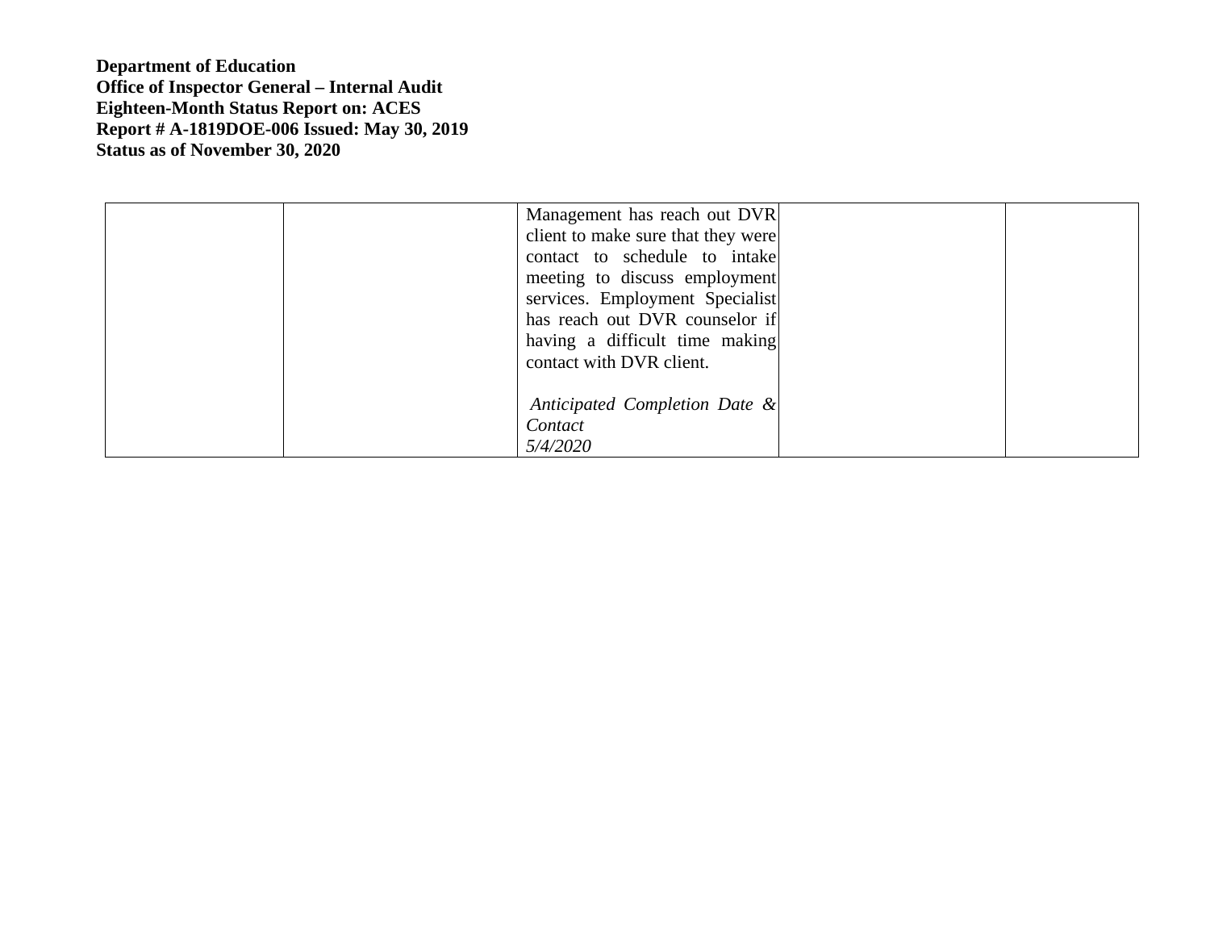**Department of Education**
**Office of Inspector General – Internal Audit**
**Eighteen-Month Status Report on: ACES**
**Report # A-1819DOE-006 Issued: May 30, 2019**
**Status as of November 30, 2020**

| | | | | |
|---|---|---|---|---|
| | | Management has reach out DVR client to make sure that they were contact to schedule to intake meeting to discuss employment services. Employment Specialist has reach out DVR counselor if having a difficult time making contact with DVR client.<br><br>*Anticipated Completion Date & Contact*<br>*5/4/2020* | | |